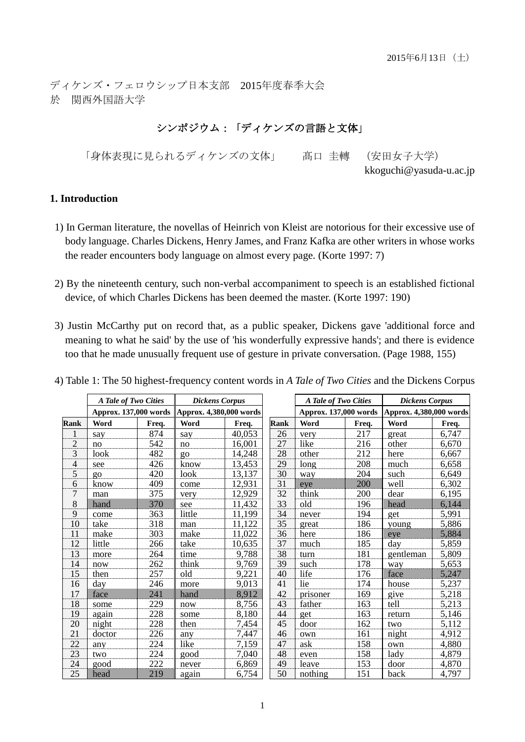2015年6月13日（土）

ディケンズ・フェロウシップ日本支部　2015年度春季大会
於　関西外国語大学

## シンポジウム：「ディケンズの言語と文体」

「身体表現に見られるディケンズの文体」　　髙口 圭轉　（安田女子大学）
kkoguchi@yasuda-u.ac.jp

### 1. Introduction

1) In German literature, the novellas of Heinrich von Kleist are notorious for their excessive use of body language. Charles Dickens, Henry James, and Franz Kafka are other writers in whose works the reader encounters body language on almost every page. (Korte 1997: 7)

2) By the nineteenth century, such non-verbal accompaniment to speech is an established fictional device, of which Charles Dickens has been deemed the master. (Korte 1997: 190)

3) Justin McCarthy put on record that, as a public speaker, Dickens gave 'additional force and meaning to what he said' by the use of 'his wonderfully expressive hands'; and there is evidence too that he made unusually frequent use of gesture in private conversation. (Page 1988, 155)

4) Table 1: The 50 highest-frequency content words in *A Tale of Two Cities* and the Dickens Corpus

| | ***A Tale of Two Cities*** | | ***Dickens Corpus*** | |
|---|---|---|---|---|
| | **Approx. 137,000 words** | | **Approx. 4,380,000 words** | |
| **Rank** | **Word** | **Freq.** | **Word** | **Freq.** |
| 1 | say | 874 | say | 40,053 |
| 2 | no | 542 | no | 16,001 |
| 3 | look | 482 | go | 14,248 |
| 4 | see | 426 | know | 13,453 |
| 5 | go | 420 | look | 13,137 |
| 6 | know | 409 | come | 12,931 |
| 7 | man | 375 | very | 12,929 |
| 8 | hand | 370 | see | 11,432 |
| 9 | come | 363 | little | 11,199 |
| 10 | take | 318 | man | 11,122 |
| 11 | make | 303 | make | 11,022 |
| 12 | little | 266 | take | 10,635 |
| 13 | more | 264 | time | 9,788 |
| 14 | now | 262 | think | 9,769 |
| 15 | then | 257 | old | 9,221 |
| 16 | day | 246 | more | 9,013 |
| 17 | face | 241 | hand | 8,912 |
| 18 | some | 229 | now | 8,756 |
| 19 | again | 228 | some | 8,180 |
| 20 | night | 228 | then | 7,454 |
| 21 | doctor | 226 | any | 7,447 |
| 22 | any | 224 | like | 7,159 |
| 23 | two | 224 | good | 7,040 |
| 24 | good | 222 | never | 6,869 |
| 25 | head | 219 | again | 6,754 |
| 26 | very | 217 | great | 6,747 |
| 27 | like | 216 | other | 6,670 |
| 28 | other | 212 | here | 6,667 |
| 29 | long | 208 | much | 6,658 |
| 30 | way | 204 | such | 6,649 |
| 31 | eye | 200 | well | 6,302 |
| 32 | think | 200 | dear | 6,195 |
| 33 | old | 196 | head | 6,144 |
| 34 | never | 194 | get | 5,991 |
| 35 | great | 186 | young | 5,886 |
| 36 | here | 186 | eye | 5,884 |
| 37 | much | 185 | day | 5,859 |
| 38 | turn | 181 | gentleman | 5,809 |
| 39 | such | 178 | way | 5,653 |
| 40 | life | 176 | face | 5,247 |
| 41 | lie | 174 | house | 5,237 |
| 42 | prisoner | 169 | give | 5,218 |
| 43 | father | 163 | tell | 5,213 |
| 44 | get | 163 | return | 5,146 |
| 45 | door | 162 | two | 5,112 |
| 46 | own | 161 | night | 4,912 |
| 47 | ask | 158 | own | 4,880 |
| 48 | even | 158 | lady | 4,879 |
| 49 | leave | 153 | door | 4,870 |
| 50 | nothing | 151 | back | 4,797 |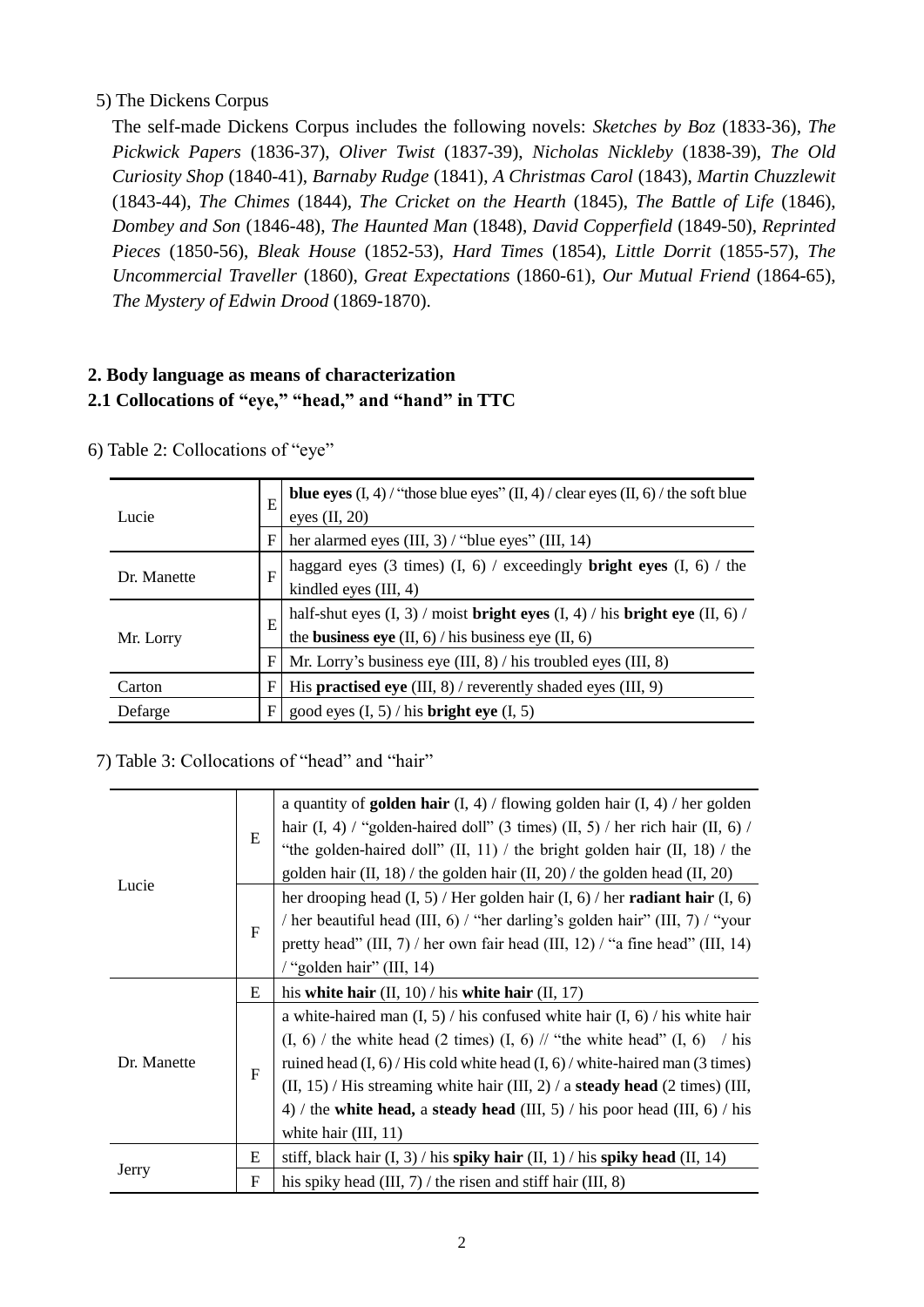5) The Dickens Corpus

The self-made Dickens Corpus includes the following novels: *Sketches by Boz* (1833-36), *The Pickwick Papers* (1836-37), *Oliver Twist* (1837-39), *Nicholas Nickleby* (1838-39), *The Old Curiosity Shop* (1840-41), *Barnaby Rudge* (1841), *A Christmas Carol* (1843), *Martin Chuzzlewit* (1843-44), *The Chimes* (1844), *The Cricket on the Hearth* (1845), *The Battle of Life* (1846), *Dombey and Son* (1846-48), *The Haunted Man* (1848), *David Copperfield* (1849-50), *Reprinted Pieces* (1850-56), *Bleak House* (1852-53), *Hard Times* (1854), *Little Dorrit* (1855-57), *The Uncommercial Traveller* (1860), *Great Expectations* (1860-61), *Our Mutual Friend* (1864-65), *The Mystery of Edwin Drood* (1869-1870).

**2. Body language as means of characterization**

**2.1 Collocations of "eye," "head," and "hand" in TTC**

6) Table 2: Collocations of "eye"

| | | |
|---|---|---|
| Lucie | E | **blue eyes** (I, 4) / "those blue eyes" (II, 4) / clear eyes (II, 6) / the soft blue eyes (II, 20) |
| | F | her alarmed eyes (III, 3) / "blue eyes" (III, 14) |
| Dr. Manette | F | haggard eyes (3 times) (I, 6) / exceedingly **bright eyes** (I, 6) / the kindled eyes (III, 4) |
| Mr. Lorry | E | half-shut eyes (I, 3) / moist **bright eyes** (I, 4) / his **bright eye** (II, 6) / the **business eye** (II, 6) / his business eye (II, 6) |
| | F | Mr. Lorry's business eye (III, 8) / his troubled eyes (III, 8) |
| Carton | F | His **practised eye** (III, 8) / reverently shaded eyes (III, 9) |
| Defarge | F | good eyes (I, 5) / his **bright eye** (I, 5) |

7) Table 3: Collocations of "head" and "hair"

| | | |
|---|---|---|
| Lucie | E | a quantity of **golden hair** (I, 4) / flowing golden hair (I, 4) / her golden hair (I, 4) / "golden-haired doll" (3 times) (II, 5) / her rich hair (II, 6) / "the golden-haired doll" (II, 11) / the bright golden hair (II, 18) / the golden hair (II, 18) / the golden hair (II, 20) / the golden head (II, 20) |
| | F | her drooping head (I, 5) / Her golden hair (I, 6) / her **radiant hair** (I, 6) / her beautiful head (III, 6) / "her darling's golden hair" (III, 7) / "your pretty head" (III, 7) / her own fair head (III, 12) / "a fine head" (III, 14) / "golden hair" (III, 14) |
| Dr. Manette | E | his **white hair** (II, 10) / his **white hair** (II, 17) |
| | F | a white-haired man (I, 5) / his confused white hair (I, 6) / his white hair (I, 6) / the white head (2 times) (I, 6) // "the white head" (I, 6) / his ruined head (I, 6) / His cold white head (I, 6) / white-haired man (3 times) (II, 15) / His streaming white hair (III, 2) / a **steady head** (2 times) (III, 4) / the **white head,** a **steady head** (III, 5) / his poor head (III, 6) / his white hair (III, 11) |
| Jerry | E | stiff, black hair (I, 3) / his **spiky hair** (II, 1) / his **spiky head** (II, 14) |
| | F | his spiky head (III, 7) / the risen and stiff hair (III, 8) |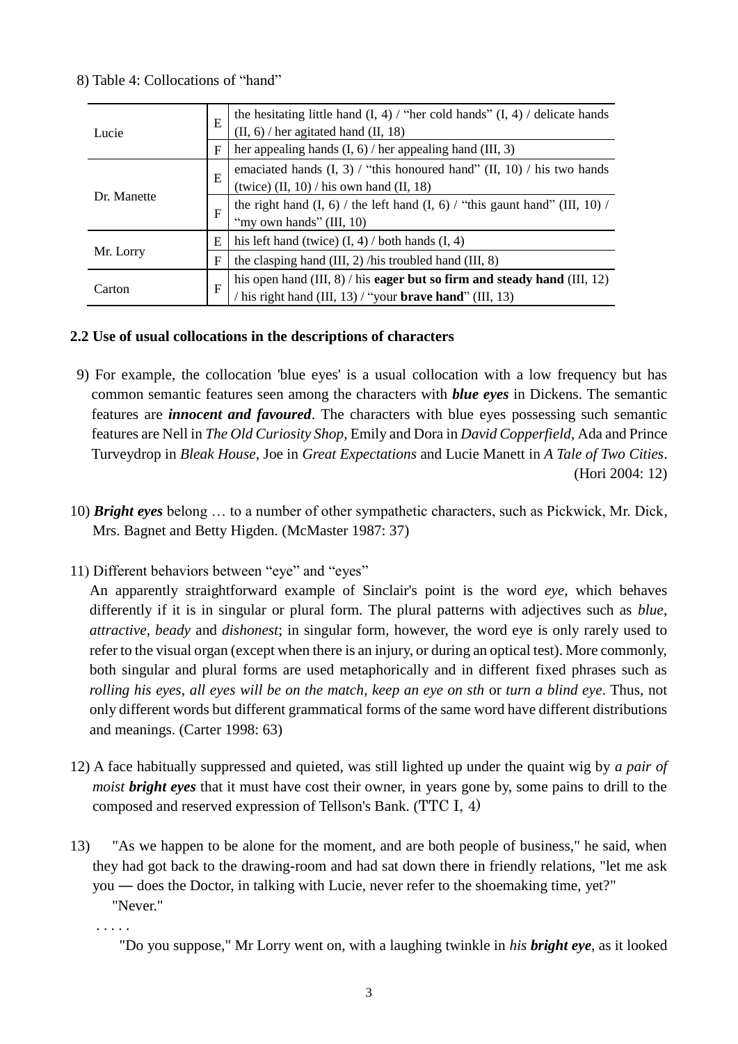8) Table 4: Collocations of "hand"

| | | |
|---|---|---|
| Lucie | E | the hesitating little hand (I, 4) / "her cold hands" (I, 4) / delicate hands (II, 6) / her agitated hand (II, 18) |
| | F | her appealing hands (I, 6) / her appealing hand (III, 3) |
| Dr. Manette | E | emaciated hands (I, 3) / "this honoured hand" (II, 10) / his two hands (twice) (II, 10) / his own hand (II, 18) |
| | F | the right hand (I, 6) / the left hand (I, 6) / "this gaunt hand" (III, 10) / "my own hands" (III, 10) |
| Mr. Lorry | E | his left hand (twice) (I, 4) / both hands (I, 4) |
| | F | the clasping hand (III, 2) /his troubled hand (III, 8) |
| Carton | F | his open hand (III, 8) / his **eager but so firm and steady hand** (III, 12) / his right hand (III, 13) / "your **brave hand**" (III, 13) |

### 2.2 Use of usual collocations in the descriptions of characters

9) For example, the collocation 'blue eyes' is a usual collocation with a low frequency but has common semantic features seen among the characters with ***blue eyes*** in Dickens. The semantic features are ***innocent and favoured***. The characters with blue eyes possessing such semantic features are Nell in *The Old Curiosity Shop*, Emily and Dora in *David Copperfield*, Ada and Prince Turveydrop in *Bleak House*, Joe in *Great Expectations* and Lucie Manett in *A Tale of Two Cities*. (Hori 2004: 12)

10) ***Bright eyes*** belong … to a number of other sympathetic characters, such as Pickwick, Mr. Dick, Mrs. Bagnet and Betty Higden. (McMaster 1987: 37)

11) Different behaviors between "eye" and "eyes"

An apparently straightforward example of Sinclair's point is the word *eye*, which behaves differently if it is in singular or plural form. The plural patterns with adjectives such as *blue*, *attractive*, *beady* and *dishonest*; in singular form, however, the word eye is only rarely used to refer to the visual organ (except when there is an injury, or during an optical test). More commonly, both singular and plural forms are used metaphorically and in different fixed phrases such as *rolling his eyes*, *all eyes will be on the match*, *keep an eye on sth* or *turn a blind eye*. Thus, not only different words but different grammatical forms of the same word have different distributions and meanings. (Carter 1998: 63)

12) A face habitually suppressed and quieted, was still lighted up under the quaint wig by *a pair of moist **bright eyes*** that it must have cost their owner, in years gone by, some pains to drill to the composed and reserved expression of Tellson's Bank. (TTC I, 4)

13) "As we happen to be alone for the moment, and are both people of business," he said, when they had got back to the drawing-room and had sat down there in friendly relations, "let me ask you ― does the Doctor, in talking with Lucie, never refer to the shoemaking time, yet?"

"Never."

. . . . .

"Do you suppose," Mr Lorry went on, with a laughing twinkle in *his **bright eye***, as it looked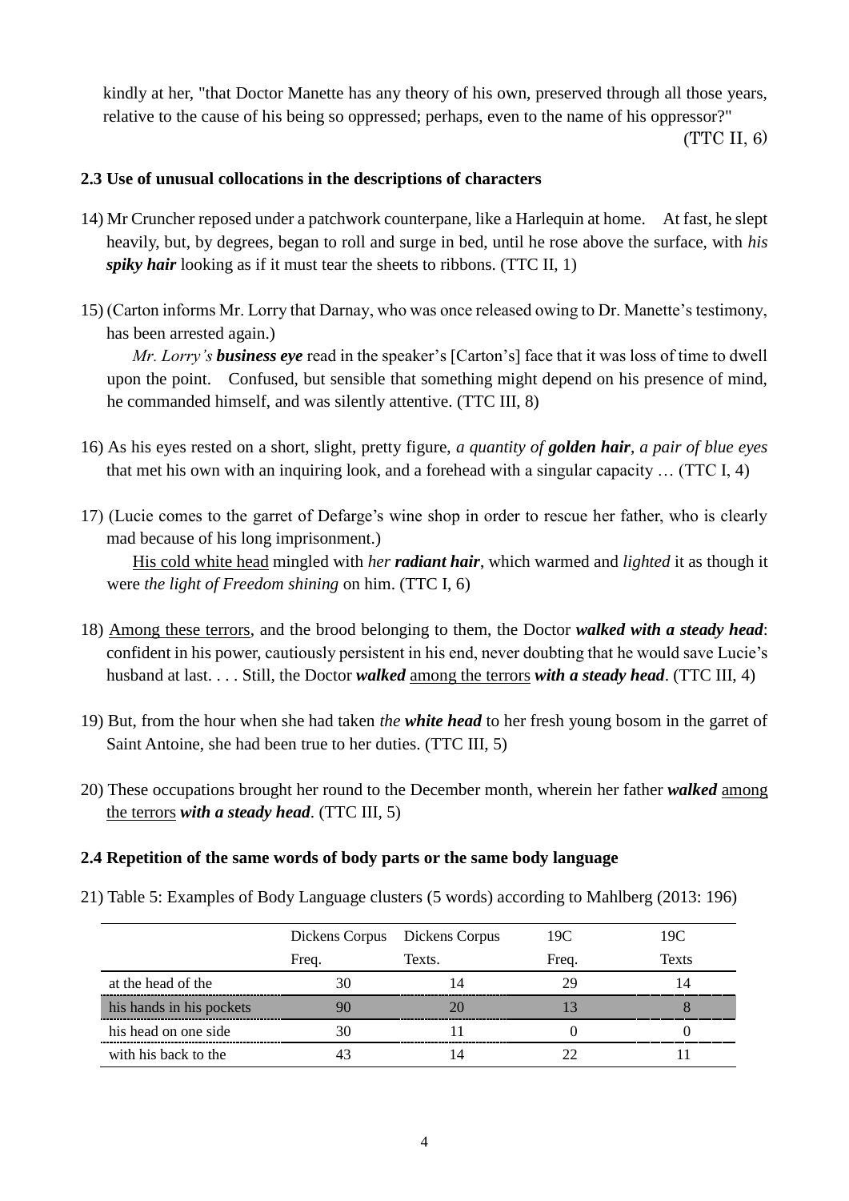kindly at her, "that Doctor Manette has any theory of his own, preserved through all those years, relative to the cause of his being so oppressed; perhaps, even to the name of his oppressor?" (TTC II, 6)

### 2.3 Use of unusual collocations in the descriptions of characters

14) Mr Cruncher reposed under a patchwork counterpane, like a Harlequin at home. At fast, he slept heavily, but, by degrees, began to roll and surge in bed, until he rose above the surface, with *his **spiky hair*** looking as if it must tear the sheets to ribbons. (TTC II, 1)

15) (Carton informs Mr. Lorry that Darnay, who was once released owing to Dr. Manette's testimony, has been arrested again.)

   *Mr. Lorry's **business eye*** read in the speaker's [Carton's] face that it was loss of time to dwell upon the point. Confused, but sensible that something might depend on his presence of mind, he commanded himself, and was silently attentive. (TTC III, 8)

16) As his eyes rested on a short, slight, pretty figure, *a quantity of **golden hair***, *a pair of blue eyes* that met his own with an inquiring look, and a forehead with a singular capacity … (TTC I, 4)

17) (Lucie comes to the garret of Defarge's wine shop in order to rescue her father, who is clearly mad because of his long imprisonment.)

   <u>His cold white head</u> mingled with *her **radiant hair***, which warmed and *lighted* it as though it were *the light of Freedom shining* on him. (TTC I, 6)

18) <u>Among these terrors</u>, and the brood belonging to them, the Doctor ***walked with a steady head***: confident in his power, cautiously persistent in his end, never doubting that he would save Lucie's husband at last. . . . Still, the Doctor ***walked*** <u>among the terrors</u> ***with a steady head***. (TTC III, 4)

19) But, from the hour when she had taken *the **white head*** to her fresh young bosom in the garret of Saint Antoine, she had been true to her duties. (TTC III, 5)

20) These occupations brought her round to the December month, wherein her father ***walked*** <u>among the terrors</u> ***with a steady head***. (TTC III, 5)

### 2.4 Repetition of the same words of body parts or the same body language

21) Table 5: Examples of Body Language clusters (5 words) according to Mahlberg (2013: 196)

| | Dickens Corpus Freq. | Dickens Corpus Texts. | 19C Freq. | 19C Texts |
|---|---|---|---|---|
| at the head of the | 30 | 14 | 29 | 14 |
| his hands in his pockets | 90 | 20 | 13 | 8 |
| his head on one side | 30 | 11 | 0 | 0 |
| with his back to the | 43 | 14 | 22 | 11 |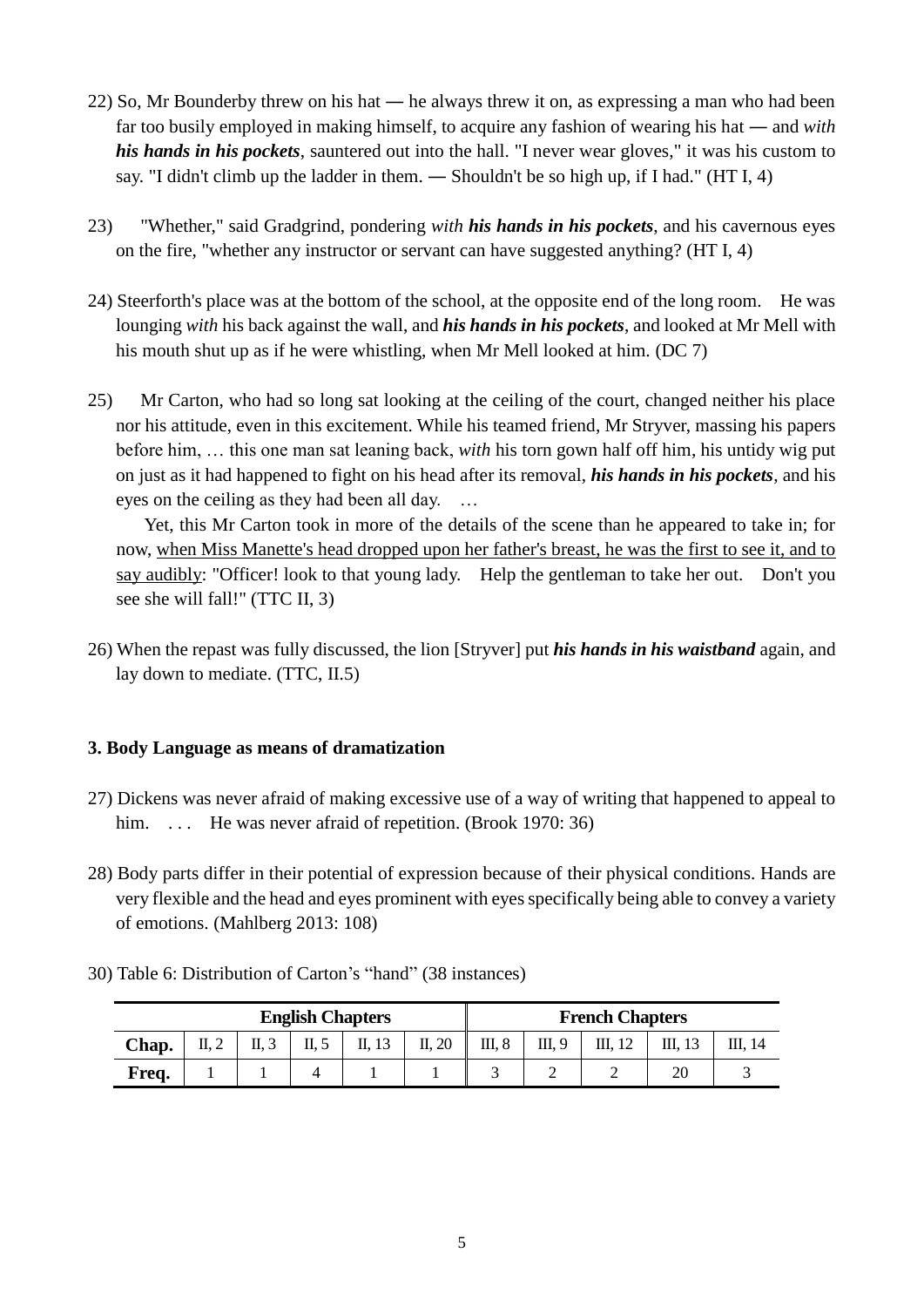22) So, Mr Bounderby threw on his hat — he always threw it on, as expressing a man who had been far too busily employed in making himself, to acquire any fashion of wearing his hat — and *with* ***his hands in his pockets***, sauntered out into the hall. "I never wear gloves," it was his custom to say. "I didn't climb up the ladder in them. — Shouldn't be so high up, if I had." (HT I, 4)

23) "Whether," said Gradgrind, pondering *with* ***his hands in his pockets***, and his cavernous eyes on the fire, "whether any instructor or servant can have suggested anything? (HT I, 4)

24) Steerforth's place was at the bottom of the school, at the opposite end of the long room. He was lounging *with* his back against the wall, and ***his hands in his pockets***, and looked at Mr Mell with his mouth shut up as if he were whistling, when Mr Mell looked at him. (DC 7)

25) Mr Carton, who had so long sat looking at the ceiling of the court, changed neither his place nor his attitude, even in this excitement. While his teamed friend, Mr Stryver, massing his papers before him, … this one man sat leaning back, *with* his torn gown half off him, his untidy wig put on just as it had happened to fight on his head after its removal, ***his hands in his pockets***, and his eyes on the ceiling as they had been all day. …

Yet, this Mr Carton took in more of the details of the scene than he appeared to take in; for now, <u>when Miss Manette's head dropped upon her father's breast, he was the first to see it, and to say audibly</u>: "Officer! look to that young lady. Help the gentleman to take her out. Don't you see she will fall!" (TTC II, 3)

26) When the repast was fully discussed, the lion [Stryver] put ***his hands in his waistband*** again, and lay down to mediate. (TTC, II.5)

### 3. Body Language as means of dramatization

27) Dickens was never afraid of making excessive use of a way of writing that happened to appeal to him. . . . He was never afraid of repetition. (Brook 1970: 36)

28) Body parts differ in their potential of expression because of their physical conditions. Hands are very flexible and the head and eyes prominent with eyes specifically being able to convey a variety of emotions. (Mahlberg 2013: 108)

30) Table 6: Distribution of Carton's "hand" (38 instances)

| | English Chapters | | | | | French Chapters | | | | |
|---|---|---|---|---|---|---|---|---|---|---|
| **Chap.** | II, 2 | II, 3 | II, 5 | II, 13 | II, 20 | III, 8 | III, 9 | III, 12 | III, 13 | III, 14 |
| **Freq.** | 1 | 1 | 4 | 1 | 1 | 3 | 2 | 2 | 20 | 3 |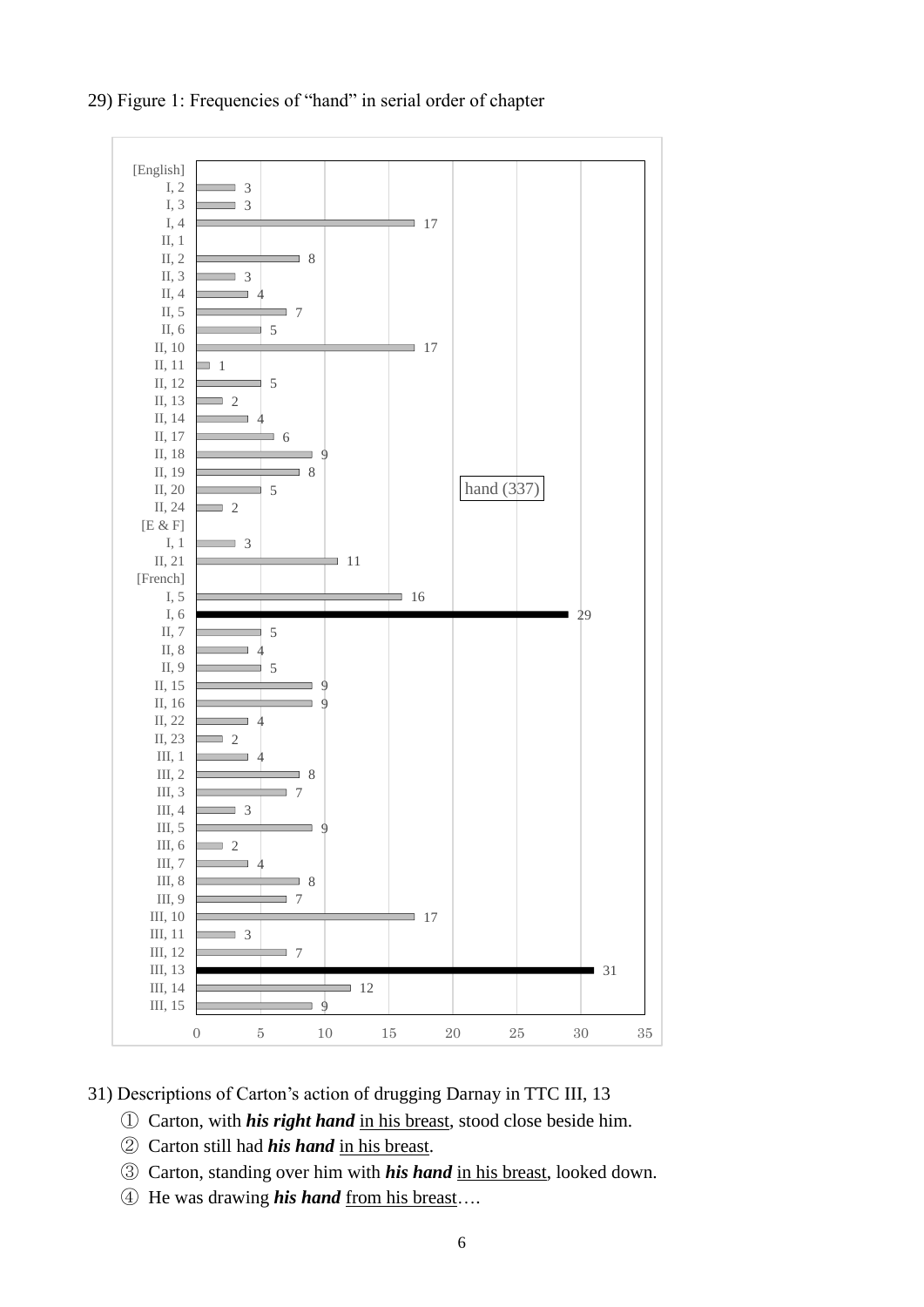29) Figure 1: Frequencies of “hand” in serial order of chapter

hand (337)

| Chapter | Frequency |
|---|---|
| [English] | |
| I, 2 | 3 |
| I, 3 | 3 |
| I, 4 | 17 |
| II, 1 | |
| II, 2 | 8 |
| II, 3 | 3 |
| II, 4 | 4 |
| II, 5 | 7 |
| II, 6 | 5 |
| II, 10 | 17 |
| II, 11 | 1 |
| II, 12 | 5 |
| II, 13 | 2 |
| II, 14 | 4 |
| II, 17 | 6 |
| II, 18 | 9 |
| II, 19 | 8 |
| II, 20 | 5 |
| II, 24 | 2 |
| [E & F] | |
| I, 1 | 3 |
| II, 21 | 11 |
| [French] | |
| I, 5 | 16 |
| I, 6 | 29 |
| II, 7 | 5 |
| II, 8 | 4 |
| II, 9 | 5 |
| II, 15 | 9 |
| II, 16 | 9 |
| II, 22 | 4 |
| II, 23 | 2 |
| III, 1 | 4 |
| III, 2 | 8 |
| III, 3 | 7 |
| III, 4 | 3 |
| III, 5 | 9 |
| III, 6 | 2 |
| III, 7 | 4 |
| III, 8 | 8 |
| III, 9 | 7 |
| III, 10 | 17 |
| III, 11 | 3 |
| III, 12 | 7 |
| III, 13 | 31 |
| III, 14 | 12 |
| III, 15 | 9 |

31) Descriptions of Carton’s action of drugging Darnay in TTC III, 13

① Carton, with ***his right hand*** <u>in his breast</u>, stood close beside him.

② Carton still had ***his hand*** <u>in his breast</u>.

③ Carton, standing over him with ***his hand*** <u>in his breast</u>, looked down.

④ He was drawing ***his hand*** <u>from his breast</u>….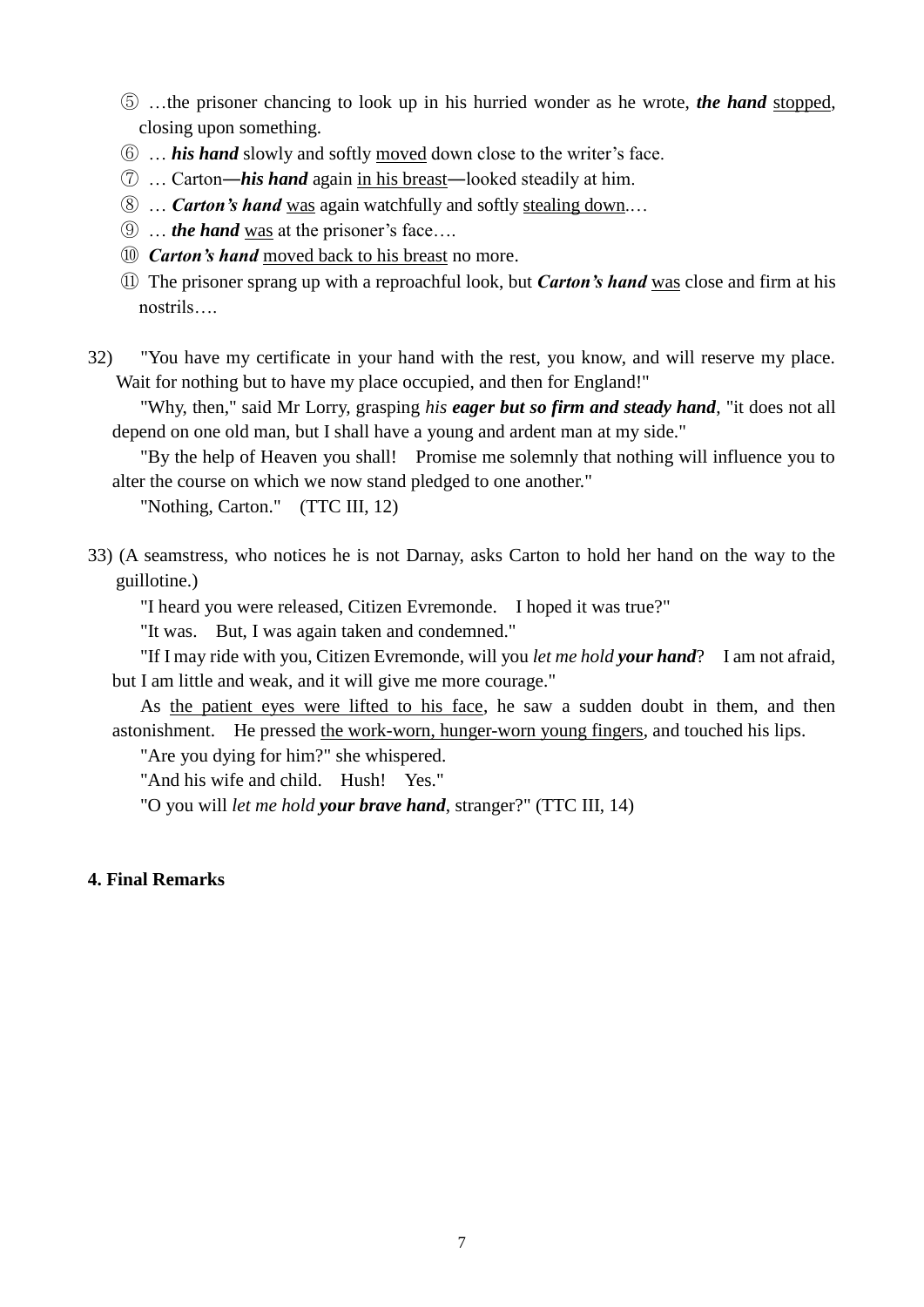⑤ …the prisoner chancing to look up in his hurried wonder as he wrote, ***the hand*** <u>stopped</u>, closing upon something.

⑥ … ***his hand*** slowly and softly <u>moved</u> down close to the writer's face.

⑦ … Carton**—*his hand*** again <u>in his breast</u>**—**looked steadily at him.

⑧ … ***Carton's hand*** <u>was</u> again watchfully and softly <u>stealing down</u>.…

⑨ … ***the hand*** <u>was</u> at the prisoner's face….

⑩ ***Carton's hand*** <u>moved back to his breast</u> no more.

⑪ The prisoner sprang up with a reproachful look, but ***Carton's hand*** <u>was</u> close and firm at his nostrils….

32) "You have my certificate in your hand with the rest, you know, and will reserve my place. Wait for nothing but to have my place occupied, and then for England!"

"Why, then," said Mr Lorry, grasping *his* ***eager but so firm and steady hand***, "it does not all depend on one old man, but I shall have a young and ardent man at my side."

"By the help of Heaven you shall! Promise me solemnly that nothing will influence you to alter the course on which we now stand pledged to one another."

"Nothing, Carton." (TTC III, 12)

33) (A seamstress, who notices he is not Darnay, asks Carton to hold her hand on the way to the guillotine.)

"I heard you were released, Citizen Evremonde. I hoped it was true?"

"It was. But, I was again taken and condemned."

"If I may ride with you, Citizen Evremonde, will you *let me hold* ***your hand***? I am not afraid, but I am little and weak, and it will give me more courage."

As <u>the patient eyes were lifted to his face</u>, he saw a sudden doubt in them, and then astonishment. He pressed <u>the work-worn, hunger-worn young fingers</u>, and touched his lips.

"Are you dying for him?" she whispered.

"And his wife and child. Hush! Yes."

"O you will *let me hold* ***your brave hand***, stranger?" (TTC III, 14)

## 4. Final Remarks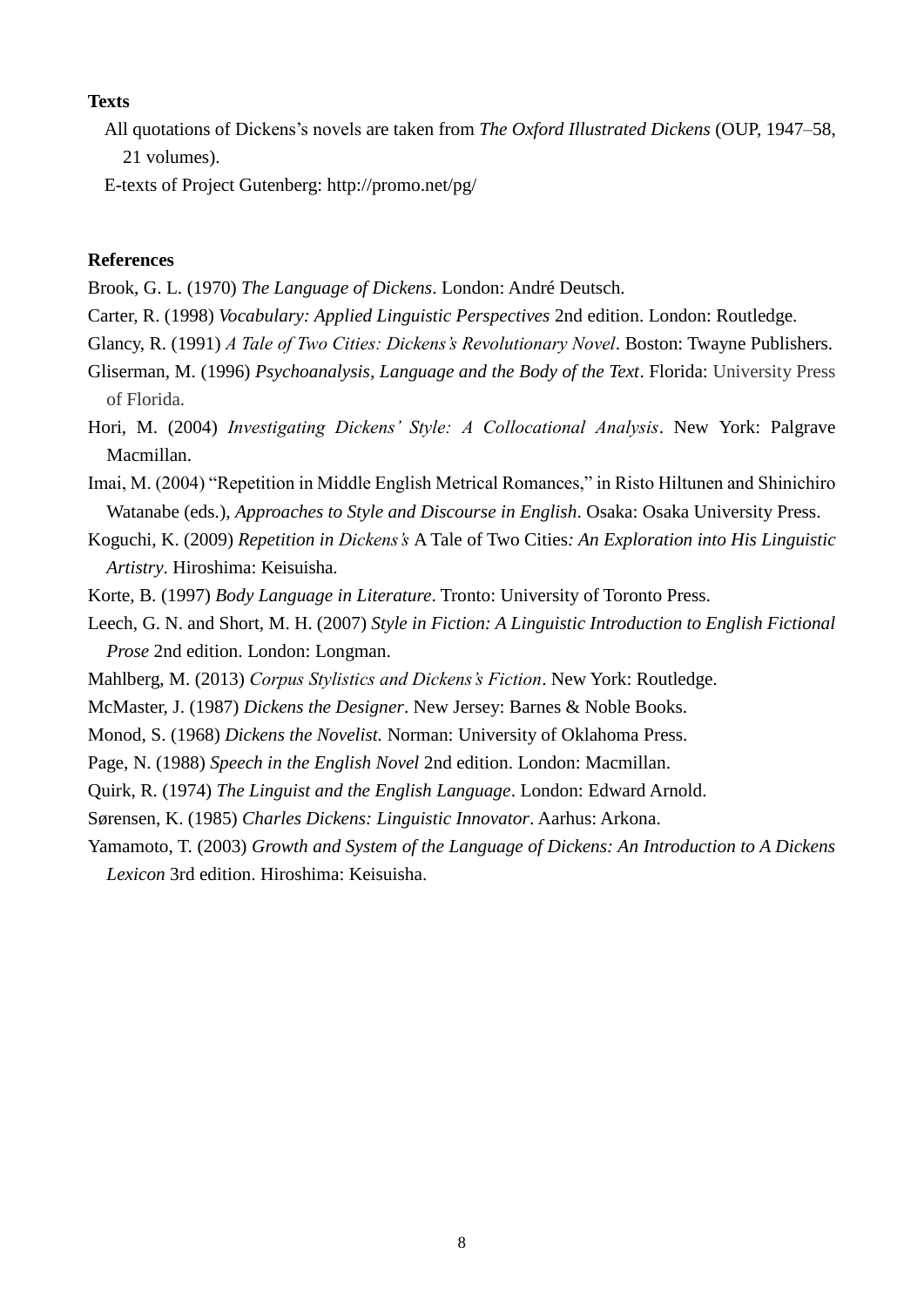**Texts**

All quotations of Dickens's novels are taken from *The Oxford Illustrated Dickens* (OUP, 1947–58, 21 volumes).

E-texts of Project Gutenberg: http://promo.net/pg/

**References**

Brook, G. L. (1970) *The Language of Dickens*. London: André Deutsch.

Carter, R. (1998) *Vocabulary: Applied Linguistic Perspectives* 2nd edition. London: Routledge.

Glancy, R. (1991) *A Tale of Two Cities: Dickens's Revolutionary Novel*. Boston: Twayne Publishers.

Gliserman, M. (1996) *Psychoanalysis, Language and the Body of the Text*. Florida: University Press of Florida.

Hori, M. (2004) *Investigating Dickens' Style: A Collocational Analysis*. New York: Palgrave Macmillan.

Imai, M. (2004) "Repetition in Middle English Metrical Romances," in Risto Hiltunen and Shinichiro Watanabe (eds.), *Approaches to Style and Discourse in English*. Osaka: Osaka University Press.

Koguchi, K. (2009) *Repetition in Dickens's* A Tale of Two Cities*: An Exploration into His Linguistic Artistry*. Hiroshima: Keisuisha.

Korte, B. (1997) *Body Language in Literature*. Tronto: University of Toronto Press.

Leech, G. N. and Short, M. H. (2007) *Style in Fiction: A Linguistic Introduction to English Fictional Prose* 2nd edition. London: Longman.

Mahlberg, M. (2013) *Corpus Stylistics and Dickens's Fiction*. New York: Routledge.

McMaster, J. (1987) *Dickens the Designer*. New Jersey: Barnes & Noble Books.

Monod, S. (1968) *Dickens the Novelist.* Norman: University of Oklahoma Press.

Page, N. (1988) *Speech in the English Novel* 2nd edition. London: Macmillan.

Quirk, R. (1974) *The Linguist and the English Language*. London: Edward Arnold.

Sørensen, K. (1985) *Charles Dickens: Linguistic Innovator*. Aarhus: Arkona.

Yamamoto, T. (2003) *Growth and System of the Language of Dickens: An Introduction to A Dickens Lexicon* 3rd edition. Hiroshima: Keisuisha.